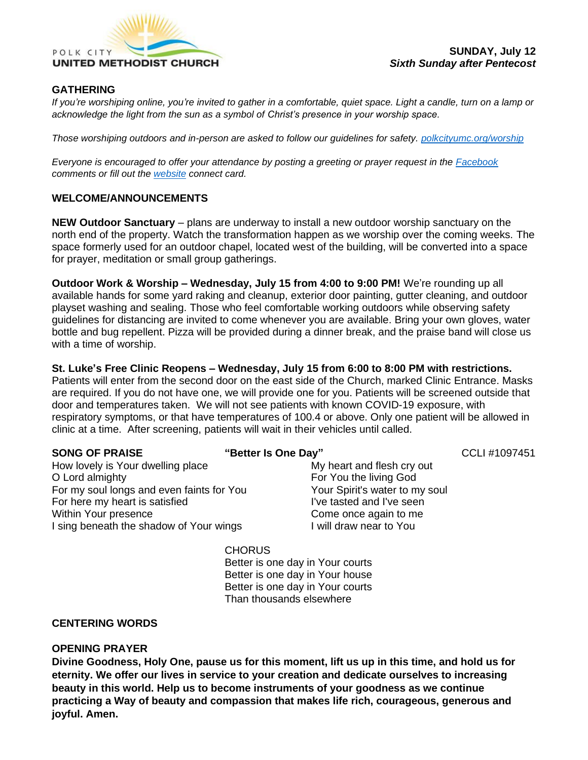POLK CITY
**UNITED METHODIST CHURCH**

**SUNDAY, July 12**
***Sixth Sunday after Pentecost***

## GATHERING

*If you're worshiping online, you're invited to gather in a comfortable, quiet space. Light a candle, turn on a lamp or acknowledge the light from the sun as a symbol of Christ's presence in your worship space.*

*Those worshiping outdoors and in-person are asked to follow our guidelines for safety. polkcityumc.org/worship*

*Everyone is encouraged to offer your attendance by posting a greeting or prayer request in the Facebook comments or fill out the website connect card.*

## WELCOME/ANNOUNCEMENTS

**NEW Outdoor Sanctuary** – plans are underway to install a new outdoor worship sanctuary on the north end of the property. Watch the transformation happen as we worship over the coming weeks. The space formerly used for an outdoor chapel, located west of the building, will be converted into a space for prayer, meditation or small group gatherings.

**Outdoor Work & Worship – Wednesday, July 15 from 4:00 to 9:00 PM!** We're rounding up all available hands for some yard raking and cleanup, exterior door painting, gutter cleaning, and outdoor playset washing and sealing. Those who feel comfortable working outdoors while observing safety guidelines for distancing are invited to come whenever you are available. Bring your own gloves, water bottle and bug repellent. Pizza will be provided during a dinner break, and the praise band will close us with a time of worship.

**St. Luke's Free Clinic Reopens – Wednesday, July 15 from 6:00 to 8:00 PM with restrictions.** Patients will enter from the second door on the east side of the Church, marked Clinic Entrance. Masks are required. If you do not have one, we will provide one for you. Patients will be screened outside that door and temperatures taken. We will not see patients with known COVID-19 exposure, with respiratory symptoms, or that have temperatures of 100.4 or above. Only one patient will be allowed in clinic at a time. After screening, patients will wait in their vehicles until called.

## SONG OF PRAISE — "Better Is One Day" — CCLI #1097451

How lovely is Your dwelling place
O Lord almighty
For my soul longs and even faints for You
For here my heart is satisfied
Within Your presence
I sing beneath the shadow of Your wings

My heart and flesh cry out
For You the living God
Your Spirit's water to my soul
I've tasted and I've seen
Come once again to me
I will draw near to You

CHORUS
Better is one day in Your courts
Better is one day in Your house
Better is one day in Your courts
Than thousands elsewhere

## CENTERING WORDS

## OPENING PRAYER

**Divine Goodness, Holy One, pause us for this moment, lift us up in this time, and hold us for eternity. We offer our lives in service to your creation and dedicate ourselves to increasing beauty in this world. Help us to become instruments of your goodness as we continue practicing a Way of beauty and compassion that makes life rich, courageous, generous and joyful. Amen.**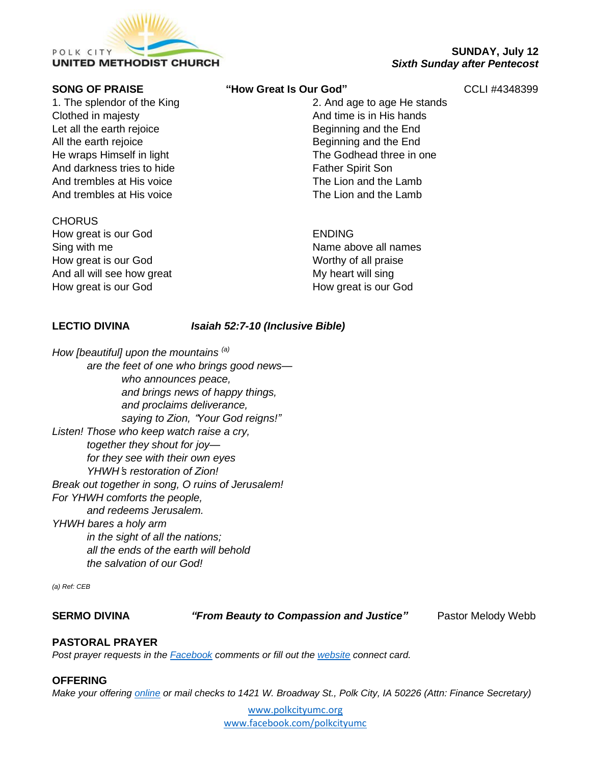POLK CITY
**UNITED METHODIST CHURCH**

**SUNDAY, July 12**
***Sixth Sunday after Pentecost***

**SONG OF PRAISE** **"How Great Is Our God"** CCLI #4348399

1. The splendor of the King
Clothed in majesty
Let all the earth rejoice
All the earth rejoice
He wraps Himself in light
And darkness tries to hide
And trembles at His voice
And trembles at His voice

CHORUS
How great is our God
Sing with me
How great is our God
And all will see how great
How great is our God

2. And age to age He stands
And time is in His hands
Beginning and the End
Beginning and the End
The Godhead three in one
Father Spirit Son
The Lion and the Lamb
The Lion and the Lamb

ENDING
Name above all names
Worthy of all praise
My heart will sing
How great is our God

**LECTIO DIVINA** ***Isaiah 52:7-10 (Inclusive Bible)***

*How [beautiful] upon the mountains* [(a)]
*are the feet of one who brings good news—*
*who announces peace,*
*and brings news of happy things,*
*and proclaims deliverance,*
*saying to Zion, "Your God reigns!"*
*Listen! Those who keep watch raise a cry,*
*together they shout for joy—*
*for they see with their own eyes*
*YHWH's restoration of Zion!*
*Break out together in song, O ruins of Jerusalem!*
*For YHWH comforts the people,*
*and redeems Jerusalem.*
*YHWH bares a holy arm*
*in the sight of all the nations;*
*all the ends of the earth will behold*
*the salvation of our God!*

*(a) Ref: CEB*

**SERMO DIVINA** ***"From Beauty to Compassion and Justice"*** Pastor Melody Webb

**PASTORAL PRAYER**
*Post prayer requests in the Facebook comments or fill out the website connect card.*

**OFFERING**
*Make your offering online or mail checks to 1421 W. Broadway St., Polk City, IA 50226 (Attn: Finance Secretary)*

www.polkcityumc.org
www.facebook.com/polkcityumc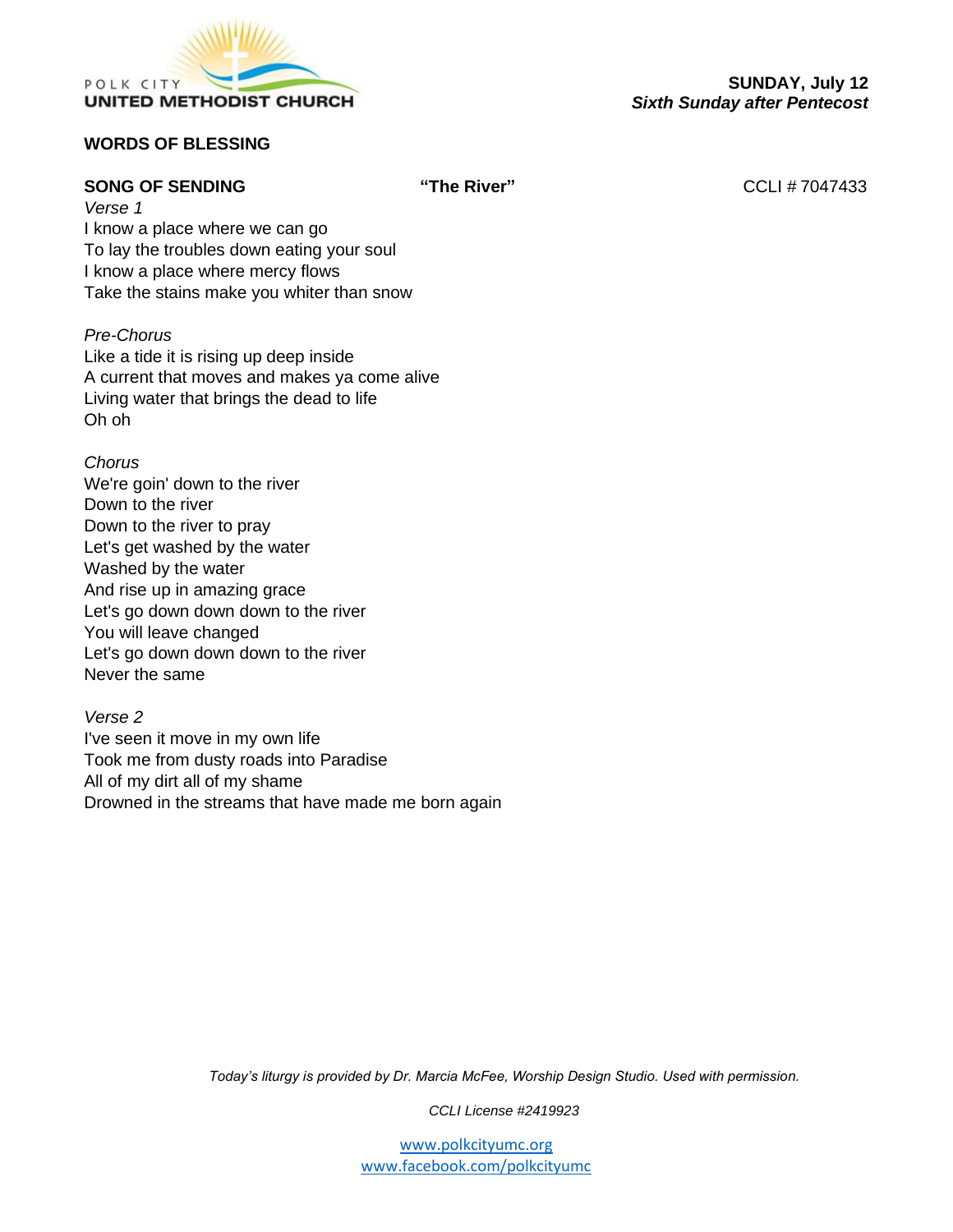POLK CITY
UNITED METHODIST CHURCH

**SUNDAY, July 12**
***Sixth Sunday after Pentecost***

**WORDS OF BLESSING**

**SONG OF SENDING** **"The River"** CCLI # 7047433

*Verse 1*
I know a place where we can go
To lay the troubles down eating your soul
I know a place where mercy flows
Take the stains make you whiter than snow

*Pre-Chorus*
Like a tide it is rising up deep inside
A current that moves and makes ya come alive
Living water that brings the dead to life
Oh oh

*Chorus*
We're goin' down to the river
Down to the river
Down to the river to pray
Let's get washed by the water
Washed by the water
And rise up in amazing grace
Let's go down down down to the river
You will leave changed
Let's go down down down to the river
Never the same

*Verse 2*
I've seen it move in my own life
Took me from dusty roads into Paradise
All of my dirt all of my shame
Drowned in the streams that have made me born again

*Today's liturgy is provided by Dr. Marcia McFee, Worship Design Studio. Used with permission.*

*CCLI License #2419923*

www.polkcityumc.org
www.facebook.com/polkcityumc